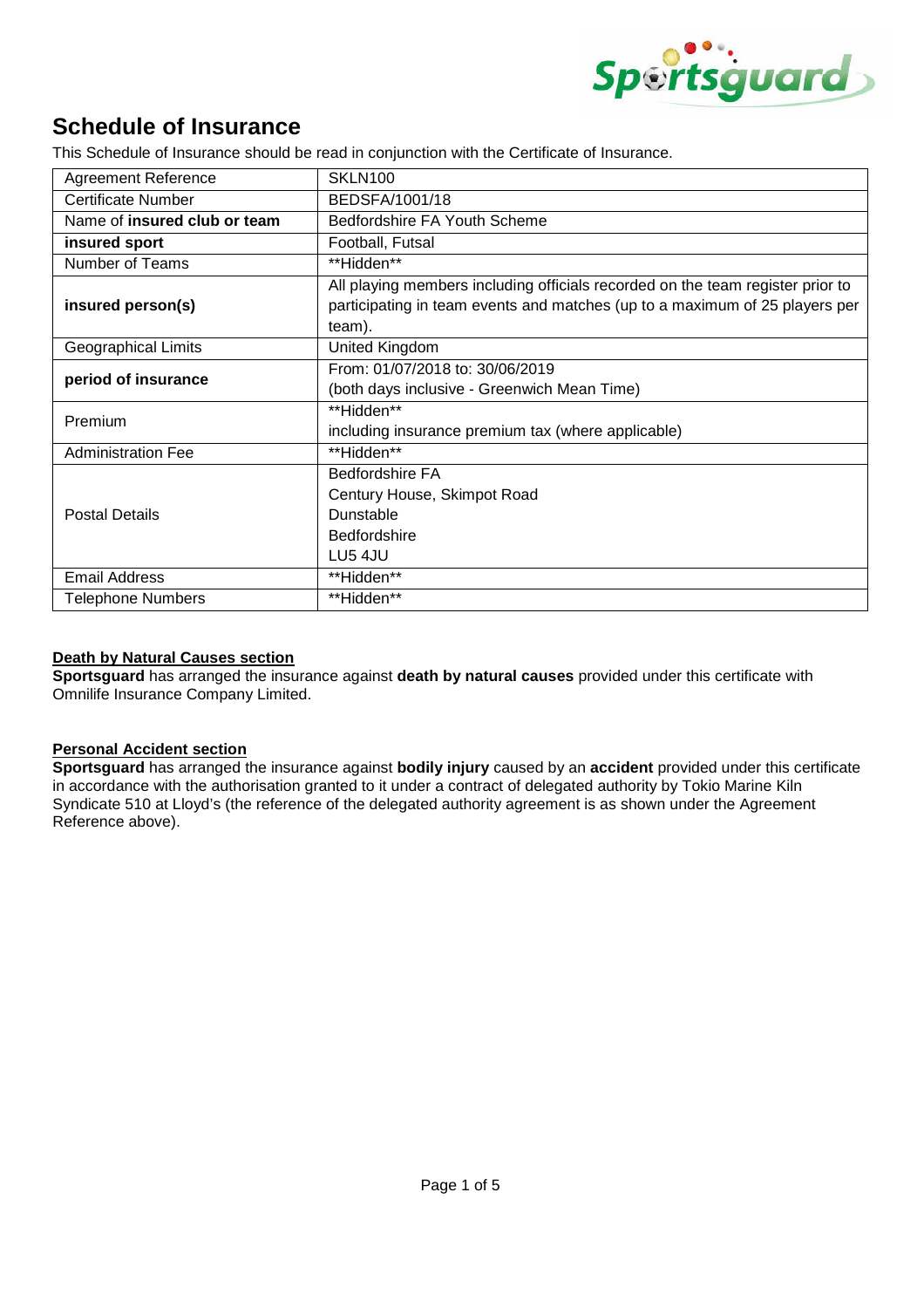# Schedule of Insurance

This Schedule of Insurance should be read in conjunction with the Certificate of Insurance.

| | |
|---|---|
| Agreement Reference | SKLN100 |
| Certificate Number | BEDSFA/1001/18 |
| Name of **insured club or team** | Bedfordshire FA Youth Scheme |
| **insured sport** | Football, Futsal |
| Number of Teams | \*\*Hidden\*\* |
| **insured person(s)** | All playing members including officials recorded on the team register prior to participating in team events and matches (up to a maximum of 25 players per team). |
| Geographical Limits | United Kingdom |
| **period of insurance** | From: 01/07/2018 to: 30/06/2019<br>(both days inclusive - Greenwich Mean Time) |
| Premium | \*\*Hidden\*\*<br>including insurance premium tax (where applicable) |
| Administration Fee | \*\*Hidden\*\* |
| Postal Details | Bedfordshire FA<br>Century House, Skimpot Road<br>Dunstable<br>Bedfordshire<br>LU5 4JU |
| Email Address | \*\*Hidden\*\* |
| Telephone Numbers | \*\*Hidden\*\* |

**Death by Natural Causes section**

**Sportsguard** has arranged the insurance against **death by natural causes** provided under this certificate with Omnilife Insurance Company Limited.

**Personal Accident section**

**Sportsguard** has arranged the insurance against **bodily injury** caused by an **accident** provided under this certificate in accordance with the authorisation granted to it under a contract of delegated authority by Tokio Marine Kiln Syndicate 510 at Lloyd's (the reference of the delegated authority agreement is as shown under the Agreement Reference above).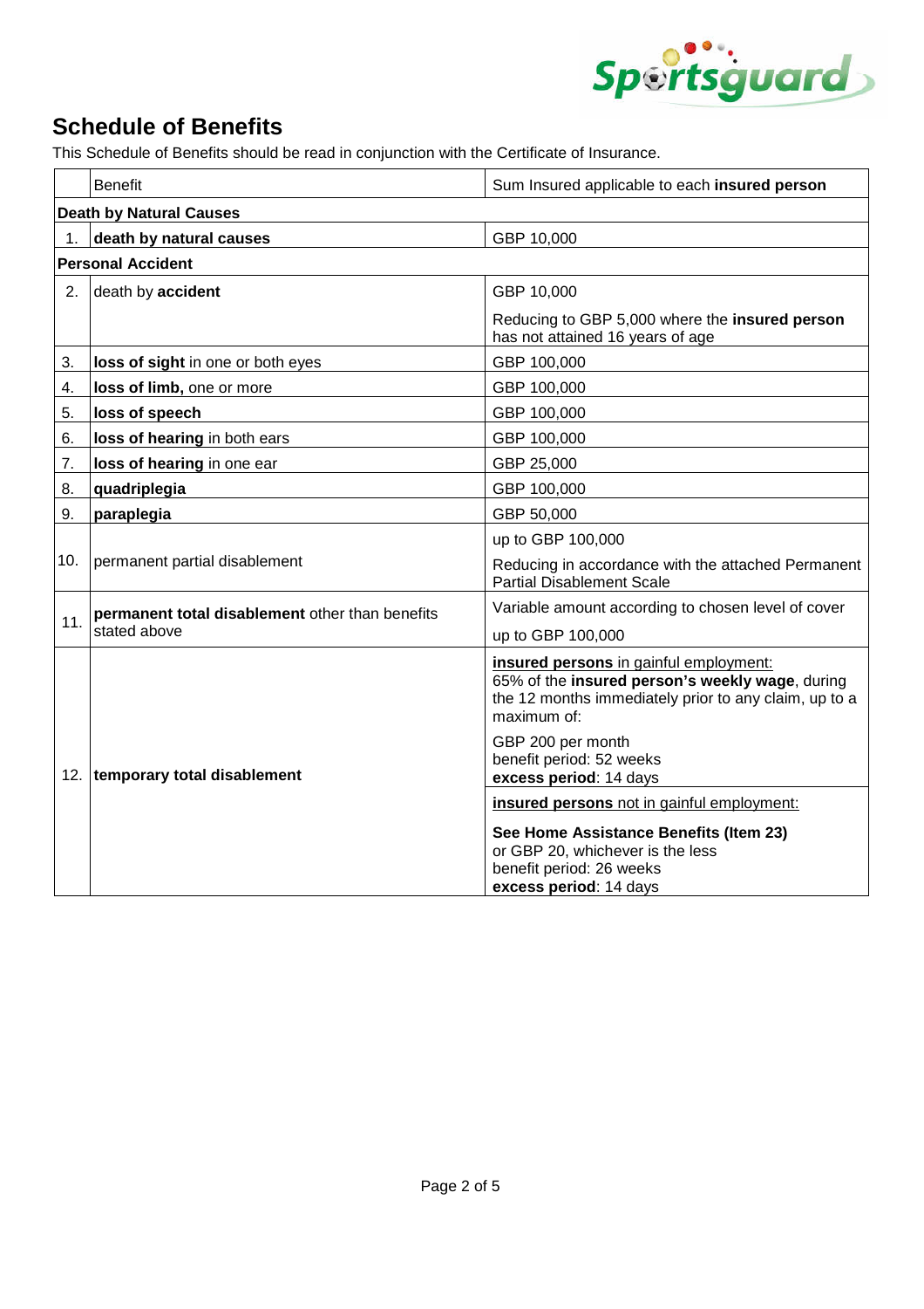## Schedule of Benefits

This Schedule of Benefits should be read in conjunction with the Certificate of Insurance.

| | Benefit | Sum Insured applicable to each **insured person** |
|---|---|---|
| **Death by Natural Causes** | | |
| 1. | **death by natural causes** | GBP 10,000 |
| **Personal Accident** | | |
| 2. | death by **accident** | GBP 10,000<br>Reducing to GBP 5,000 where the **insured person** has not attained 16 years of age |
| 3. | **loss of sight** in one or both eyes | GBP 100,000 |
| 4. | **loss of limb,** one or more | GBP 100,000 |
| 5. | **loss of speech** | GBP 100,000 |
| 6. | **loss of hearing** in both ears | GBP 100,000 |
| 7. | **loss of hearing** in one ear | GBP 25,000 |
| 8. | **quadriplegia** | GBP 100,000 |
| 9. | **paraplegia** | GBP 50,000 |
| 10. | permanent partial disablement | up to GBP 100,000<br>Reducing in accordance with the attached Permanent Partial Disablement Scale |
| 11. | **permanent total disablement** other than benefits stated above | Variable amount according to chosen level of cover<br>up to GBP 100,000 |
| 12. | **temporary total disablement** | **insured persons** in gainful employment:<br>65% of the **insured person's weekly wage**, during the 12 months immediately prior to any claim, up to a maximum of:<br>GBP 200 per month<br>benefit period: 52 weeks<br>**excess period**: 14 days<br><br>**insured persons** not in gainful employment:<br>**See Home Assistance Benefits (Item 23)** or GBP 20, whichever is the less<br>benefit period: 26 weeks<br>**excess period**: 14 days |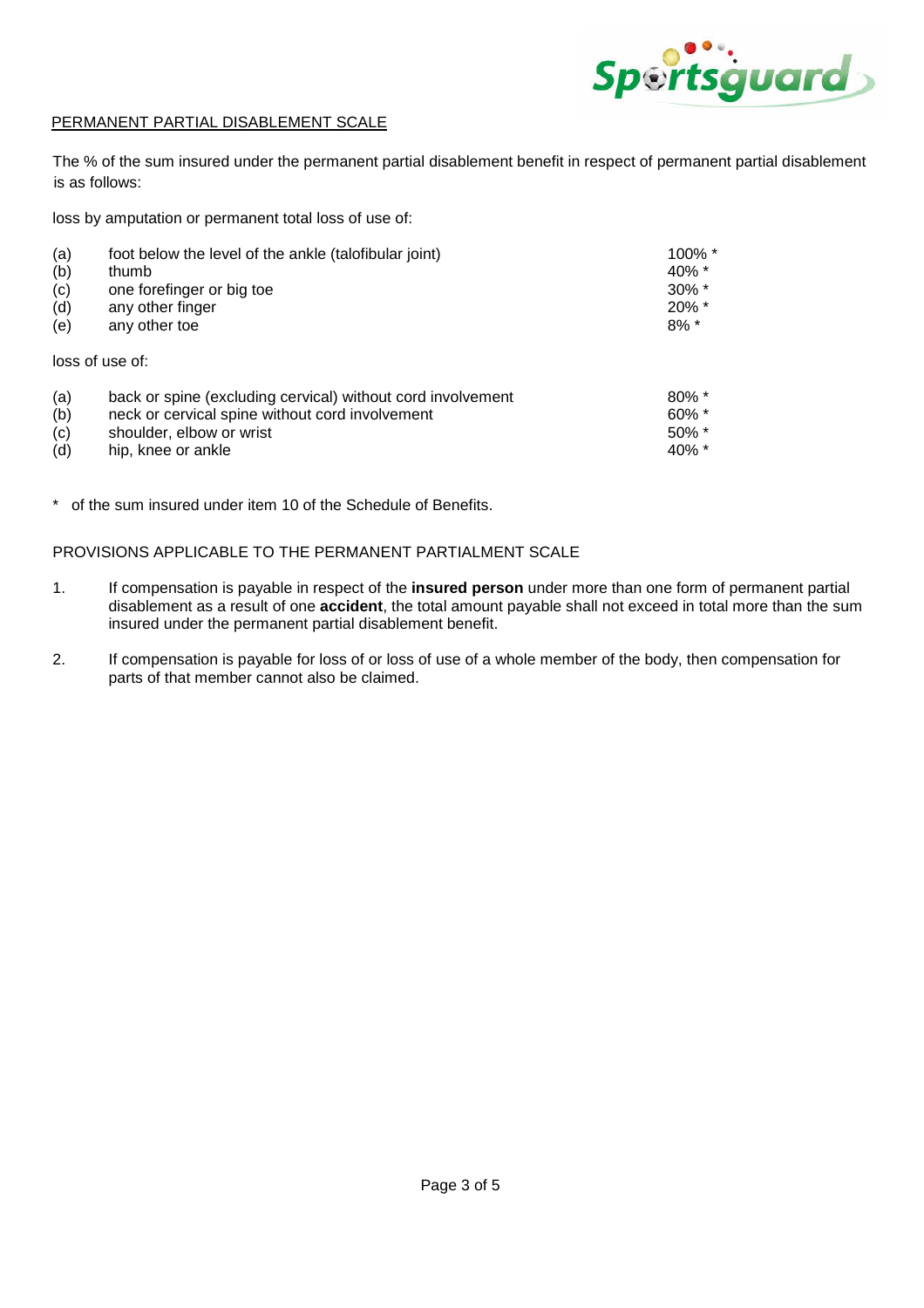## PERMANENT PARTIAL DISABLEMENT SCALE

The % of the sum insured under the permanent partial disablement benefit in respect of permanent partial disablement is as follows:

loss by amputation or permanent total loss of use of:

| | | |
|---|---|---|
| (a) | foot below the level of the ankle (talofibular joint) | 100% * |
| (b) | thumb | 40% * |
| (c) | one forefinger or big toe | 30% * |
| (d) | any other finger | 20% * |
| (e) | any other toe | 8% * |

loss of use of:

| | | |
|---|---|---|
| (a) | back or spine (excluding cervical) without cord involvement | 80% * |
| (b) | neck or cervical spine without cord involvement | 60% * |
| (c) | shoulder, elbow or wrist | 50% * |
| (d) | hip, knee or ankle | 40% * |

\* of the sum insured under item 10 of the Schedule of Benefits.

PROVISIONS APPLICABLE TO THE PERMANENT PARTIALMENT SCALE

1. If compensation is payable in respect of the **insured person** under more than one form of permanent partial disablement as a result of one **accident**, the total amount payable shall not exceed in total more than the sum insured under the permanent partial disablement benefit.

2. If compensation is payable for loss of or loss of use of a whole member of the body, then compensation for parts of that member cannot also be claimed.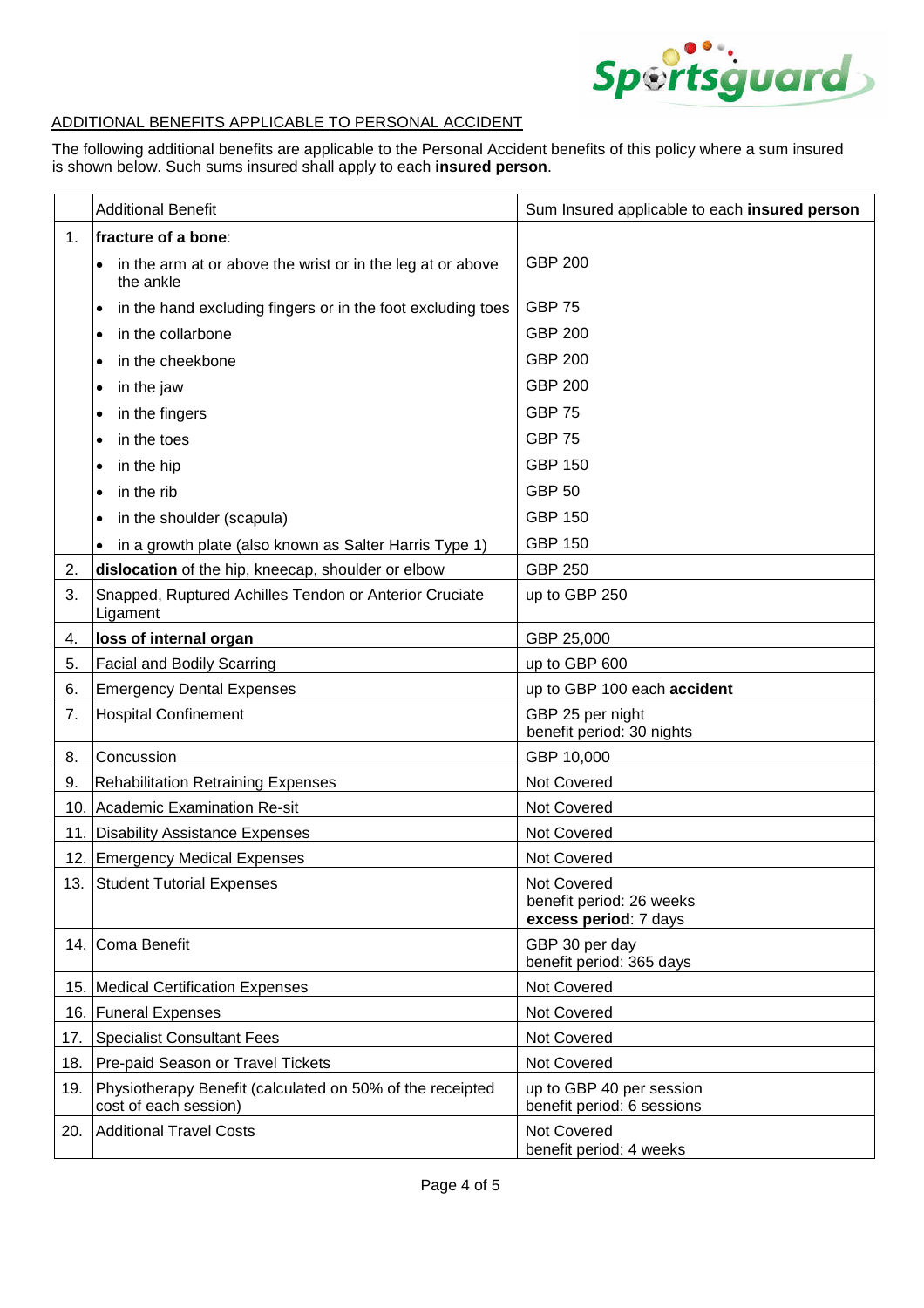ADDITIONAL BENEFITS APPLICABLE TO PERSONAL ACCIDENT

The following additional benefits are applicable to the Personal Accident benefits of this policy where a sum insured is shown below. Such sums insured shall apply to each **insured person**.

| | Additional Benefit | Sum Insured applicable to each **insured person** |
|---|---|---|
| 1. | **fracture of a bone**: | |
| | • in the arm at or above the wrist or in the leg at or above the ankle | GBP 200 |
| | • in the hand excluding fingers or in the foot excluding toes | GBP 75 |
| | • in the collarbone | GBP 200 |
| | • in the cheekbone | GBP 200 |
| | • in the jaw | GBP 200 |
| | • in the fingers | GBP 75 |
| | • in the toes | GBP 75 |
| | • in the hip | GBP 150 |
| | • in the rib | GBP 50 |
| | • in the shoulder (scapula) | GBP 150 |
| | • in a growth plate (also known as Salter Harris Type 1) | GBP 150 |
| 2. | **dislocation** of the hip, kneecap, shoulder or elbow | GBP 250 |
| 3. | Snapped, Ruptured Achilles Tendon or Anterior Cruciate Ligament | up to GBP 250 |
| 4. | **loss of internal organ** | GBP 25,000 |
| 5. | Facial and Bodily Scarring | up to GBP 600 |
| 6. | Emergency Dental Expenses | up to GBP 100 each **accident** |
| 7. | Hospital Confinement | GBP 25 per night<br>benefit period: 30 nights |
| 8. | Concussion | GBP 10,000 |
| 9. | Rehabilitation Retraining Expenses | Not Covered |
| 10. | Academic Examination Re-sit | Not Covered |
| 11. | Disability Assistance Expenses | Not Covered |
| 12. | Emergency Medical Expenses | Not Covered |
| 13. | Student Tutorial Expenses | Not Covered<br>benefit period: 26 weeks<br>**excess period**: 7 days |
| 14. | Coma Benefit | GBP 30 per day<br>benefit period: 365 days |
| 15. | Medical Certification Expenses | Not Covered |
| 16. | Funeral Expenses | Not Covered |
| 17. | Specialist Consultant Fees | Not Covered |
| 18. | Pre-paid Season or Travel Tickets | Not Covered |
| 19. | Physiotherapy Benefit (calculated on 50% of the receipted cost of each session) | up to GBP 40 per session<br>benefit period: 6 sessions |
| 20. | Additional Travel Costs | Not Covered<br>benefit period: 4 weeks |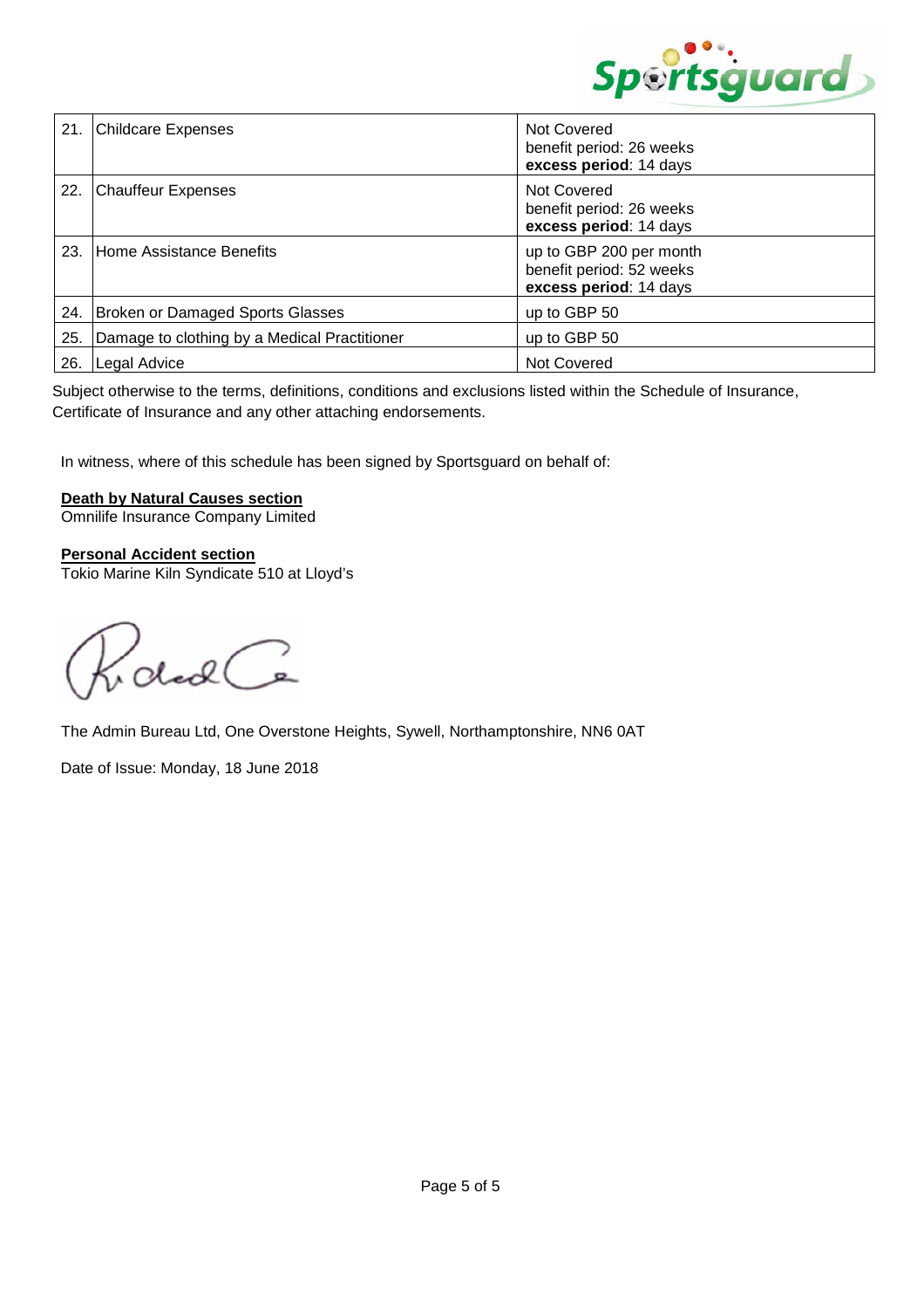| | | |
|---|---|---|
| 21. | Childcare Expenses | Not Covered<br>benefit period: 26 weeks<br>**excess period**: 14 days |
| 22. | Chauffeur Expenses | Not Covered<br>benefit period: 26 weeks<br>**excess period**: 14 days |
| 23. | Home Assistance Benefits | up to GBP 200 per month<br>benefit period: 52 weeks<br>**excess period**: 14 days |
| 24. | Broken or Damaged Sports Glasses | up to GBP 50 |
| 25. | Damage to clothing by a Medical Practitioner | up to GBP 50 |
| 26. | Legal Advice | Not Covered |

Subject otherwise to the terms, definitions, conditions and exclusions listed within the Schedule of Insurance, Certificate of Insurance and any other attaching endorsements.

In witness, where of this schedule has been signed by Sportsguard on behalf of:

**Death by Natural Causes section**
Omnilife Insurance Company Limited

**Personal Accident section**
Tokio Marine Kiln Syndicate 510 at Lloyd's

The Admin Bureau Ltd, One Overstone Heights, Sywell, Northamptonshire, NN6 0AT

Date of Issue: Monday, 18 June 2018